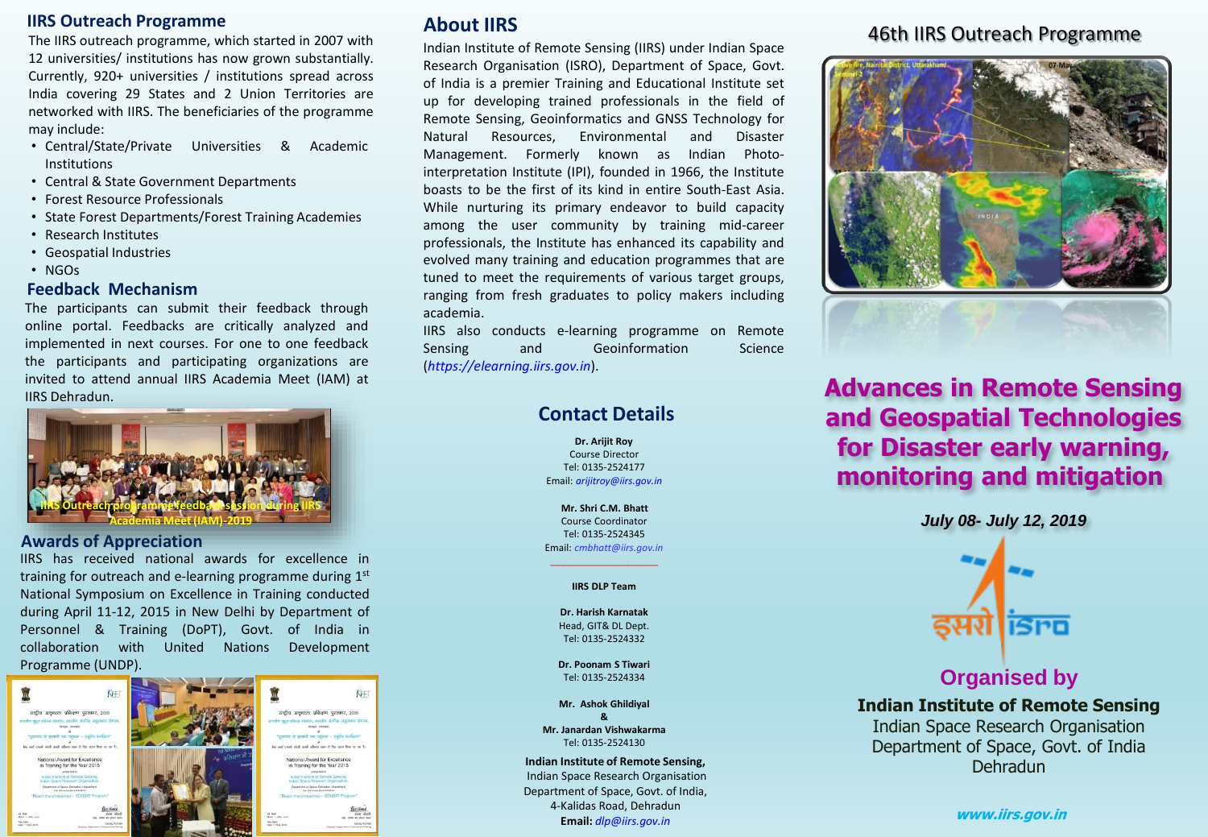## IIRS Outreach Programme

The IIRS outreach programme, which started in 2007 with 12 universities/ institutions has now grown substantially. Currently, 920+ universities / institutions spread across India covering 29 States and 2 Union Territories are networked with IIRS. The beneficiaries of the programme may include:

- Central/State/Private Universities & Academic Institutions
- Central & State Government Departments
- Forest Resource Professionals
- State Forest Departments/Forest Training Academies
- Research Institutes
- Geospatial Industries
- NGOs

## Feedback Mechanism

The participants can submit their feedback through online portal. Feedbacks are critically analyzed and implemented in next courses. For one to one feedback the participants and participating organizations are invited to attend annual IIRS Academia Meet (IAM) at IIRS Dehradun.

IIRS Outreach programme feedback session during IIRS Academia Meet (IAM)-2019

## Awards of Appreciation

IIRS has received national awards for excellence in training for outreach and e-learning programme during 1st National Symposium on Excellence in Training conducted during April 11-12, 2015 in New Delhi by Department of Personnel & Training (DoPT), Govt. of India in collaboration with United Nations Development Programme (UNDP).

## About IIRS

Indian Institute of Remote Sensing (IIRS) under Indian Space Research Organisation (ISRO), Department of Space, Govt. of India is a premier Training and Educational Institute set up for developing trained professionals in the field of Remote Sensing, Geoinformatics and GNSS Technology for Natural Resources, Environmental and Disaster Management. Formerly known as Indian Photo-interpretation Institute (IPI), founded in 1966, the Institute boasts to be the first of its kind in entire South-East Asia. While nurturing its primary endeavor to build capacity among the user community by training mid-career professionals, the Institute has enhanced its capability and evolved many training and education programmes that are tuned to meet the requirements of various target groups, ranging from fresh graduates to policy makers including academia.

IIRS also conducts e-learning programme on Remote Sensing and Geoinformation Science (*https://elearning.iirs.gov.in*).

## Contact Details

**Dr. Arijit Roy**
Course Director
Tel: 0135-2524177
Email: *arijitroy@iirs.gov.in*

**Mr. Shri C.M. Bhatt**
Course Coordinator
Tel: 0135-2524345
Email: *cmbhatt@iirs.gov.in*

**IIRS DLP Team**

**Dr. Harish Karnatak**
Head, GIT& DL Dept.
Tel: 0135-2524332

**Dr. Poonam S Tiwari**
Tel: 0135-2524334

**Mr. Ashok Ghildiyal**
**&**
**Mr. Janardan Vishwakarma**
Tel: 0135-2524130

**Indian Institute of Remote Sensing,**
Indian Space Research Organisation
Department of Space, Govt. of India,
4-Kalidas Road, Dehradun
**Email:** *dlp@iirs.gov.in*

## 46th IIRS Outreach Programme

# Advances in Remote Sensing and Geospatial Technologies for Disaster early warning, monitoring and mitigation

***July 08- July 12, 2019***

## Organised by

**Indian Institute of Remote Sensing**
Indian Space Research Organisation
Department of Space, Govt. of India
Dehradun

***www.iirs.gov.in***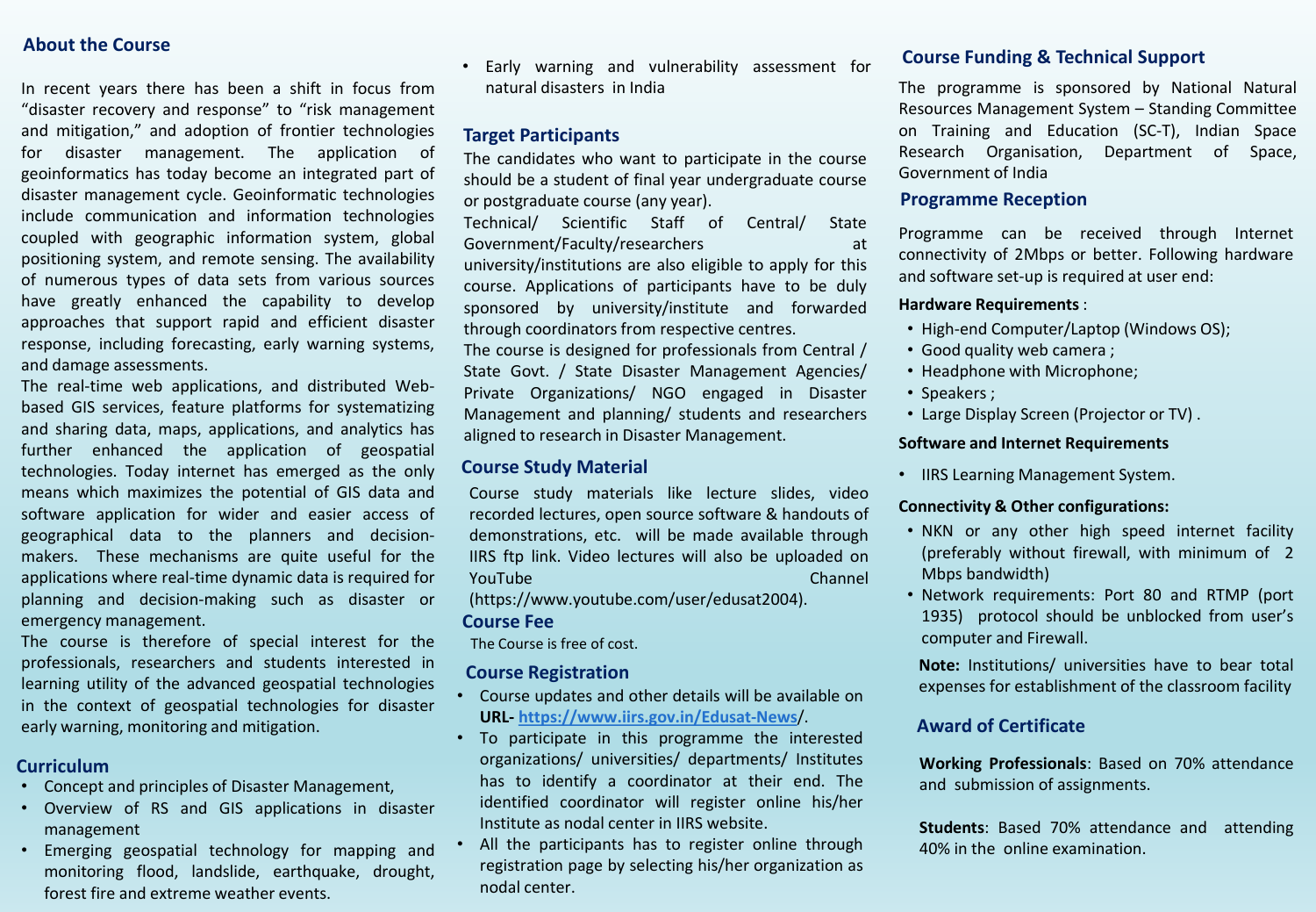## About the Course

In recent years there has been a shift in focus from "disaster recovery and response" to "risk management and mitigation," and adoption of frontier technologies for disaster management. The application of geoinformatics has today become an integrated part of disaster management cycle. Geoinformatic technologies include communication and information technologies coupled with geographic information system, global positioning system, and remote sensing. The availability of numerous types of data sets from various sources have greatly enhanced the capability to develop approaches that support rapid and efficient disaster response, including forecasting, early warning systems, and damage assessments.

The real-time web applications, and distributed Web-based GIS services, feature platforms for systematizing and sharing data, maps, applications, and analytics has further enhanced the application of geospatial technologies. Today internet has emerged as the only means which maximizes the potential of GIS data and software application for wider and easier access of geographical data to the planners and decision-makers. These mechanisms are quite useful for the applications where real-time dynamic data is required for planning and decision-making such as disaster or emergency management.

The course is therefore of special interest for the professionals, researchers and students interested in learning utility of the advanced geospatial technologies in the context of geospatial technologies for disaster early warning, monitoring and mitigation.

## Curriculum

- Concept and principles of Disaster Management,
- Overview of RS and GIS applications in disaster management
- Emerging geospatial technology for mapping and monitoring flood, landslide, earthquake, drought, forest fire and extreme weather events.
- Early warning and vulnerability assessment for natural disasters in India

## Target Participants

The candidates who want to participate in the course should be a student of final year undergraduate course or postgraduate course (any year).

Technical/ Scientific Staff of Central/ State Government/Faculty/researchers at university/institutions are also eligible to apply for this course. Applications of participants have to be duly sponsored by university/institute and forwarded through coordinators from respective centres.

The course is designed for professionals from Central / State Govt. / State Disaster Management Agencies/ Private Organizations/ NGO engaged in Disaster Management and planning/ students and researchers aligned to research in Disaster Management.

## Course Study Material

Course study materials like lecture slides, video recorded lectures, open source software & handouts of demonstrations, etc. will be made available through IIRS ftp link. Video lectures will also be uploaded on YouTube Channel (https://www.youtube.com/user/edusat2004).

## Course Fee

The Course is free of cost.

## Course Registration

- Course updates and other details will be available on **URL-** [https://www.iirs.gov.in/Edusat-News](https://www.iirs.gov.in/Edusat-News)/.
- To participate in this programme the interested organizations/ universities/ departments/ Institutes has to identify a coordinator at their end. The identified coordinator will register online his/her Institute as nodal center in IIRS website.
- All the participants has to register online through registration page by selecting his/her organization as nodal center.

## Course Funding & Technical Support

The programme is sponsored by National Natural Resources Management System – Standing Committee on Training and Education (SC-T), Indian Space Research Organisation, Department of Space, Government of India

## Programme Reception

Programme can be received through Internet connectivity of 2Mbps or better. Following hardware and software set-up is required at user end:

**Hardware Requirements** :

- High-end Computer/Laptop (Windows OS);
- Good quality web camera ;
- Headphone with Microphone;
- Speakers ;
- Large Display Screen (Projector or TV) .

**Software and Internet Requirements**

- IIRS Learning Management System.

**Connectivity & Other configurations:**

- NKN or any other high speed internet facility (preferably without firewall, with minimum of 2 Mbps bandwidth)
- Network requirements: Port 80 and RTMP (port 1935) protocol should be unblocked from user's computer and Firewall.

**Note:** Institutions/ universities have to bear total expenses for establishment of the classroom facility

## Award of Certificate

**Working Professionals**: Based on 70% attendance and submission of assignments.

**Students**: Based 70% attendance and attending 40% in the online examination.